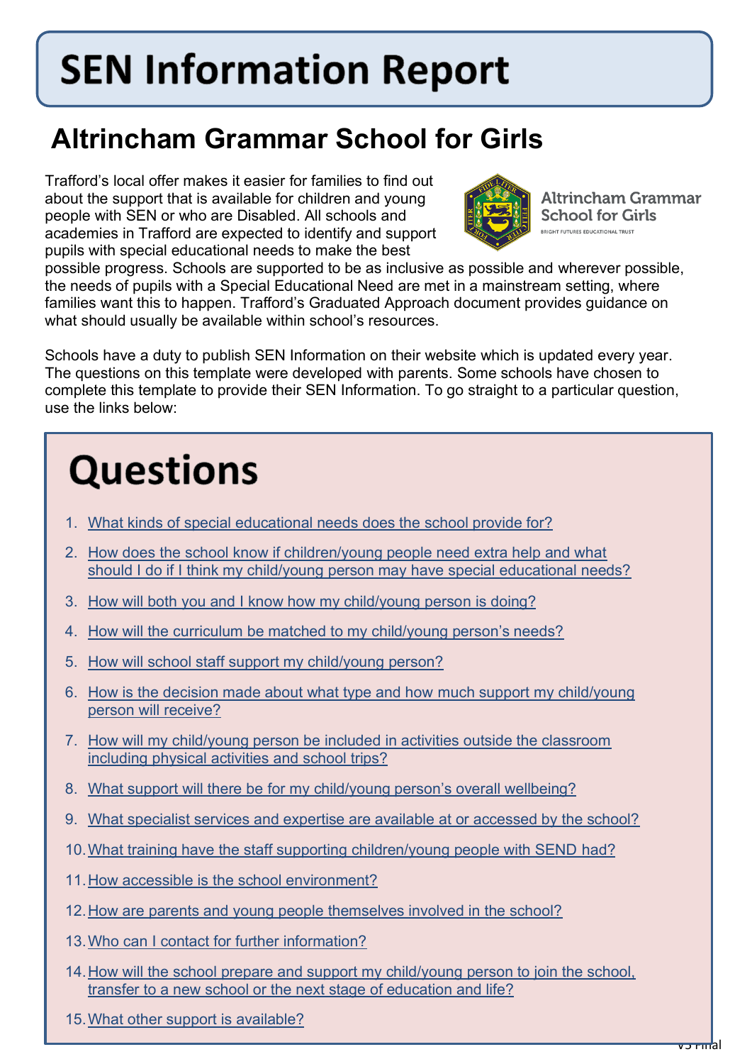# SEN Information Report

## Altrincham Grammar School for Girls

Trafford's local offer makes it easier for families to find out about the support that is available for children and young people with SEN or who are Disabled. All schools and academies in Trafford are expected to identify and support pupils with special educational needs to make the best possible progress. Schools are supported to be as inclusive as possible and wherever possible, the needs of pupils with a Special Educational Need are met in a mainstream setting, where families want this to happen. Trafford's Graduated Approach document provides guidance on what should usually be available within school's resources.

Schools have a duty to publish SEN Information on their website which is updated every year. The questions on this template were developed with parents. Some schools have chosen to complete this template to provide their SEN Information. To go straight to a particular question, use the links below:

# Questions

1. What kinds of special educational needs does the school provide for?
2. How does the school know if children/young people need extra help and what should I do if I think my child/young person may have special educational needs?
3. How will both you and I know how my child/young person is doing?
4. How will the curriculum be matched to my child/young person's needs?
5. How will school staff support my child/young person?
6. How is the decision made about what type and how much support my child/young person will receive?
7. How will my child/young person be included in activities outside the classroom including physical activities and school trips?
8. What support will there be for my child/young person's overall wellbeing?
9. What specialist services and expertise are available at or accessed by the school?
10. What training have the staff supporting children/young people with SEND had?
11. How accessible is the school environment?
12. How are parents and young people themselves involved in the school?
13. Who can I contact for further information?
14. How will the school prepare and support my child/young person to join the school, transfer to a new school or the next stage of education and life?
15. What other support is available?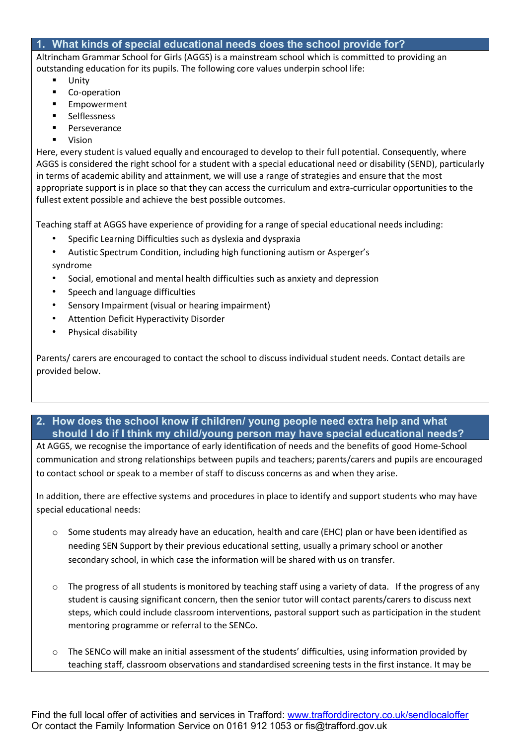## 1. What kinds of special educational needs does the school provide for?

Altrincham Grammar School for Girls (AGGS) is a mainstream school which is committed to providing an outstanding education for its pupils. The following core values underpin school life:

- Unity
- Co-operation
- Empowerment
- Selflessness
- Perseverance
- Vision

Here, every student is valued equally and encouraged to develop to their full potential. Consequently, where AGGS is considered the right school for a student with a special educational need or disability (SEND), particularly in terms of academic ability and attainment, we will use a range of strategies and ensure that the most appropriate support is in place so that they can access the curriculum and extra-curricular opportunities to the fullest extent possible and achieve the best possible outcomes.

Teaching staff at AGGS have experience of providing for a range of special educational needs including:

- Specific Learning Difficulties such as dyslexia and dyspraxia
- Autistic Spectrum Condition, including high functioning autism or Asperger's syndrome
- Social, emotional and mental health difficulties such as anxiety and depression
- Speech and language difficulties
- Sensory Impairment (visual or hearing impairment)
- Attention Deficit Hyperactivity Disorder
- Physical disability

Parents/ carers are encouraged to contact the school to discuss individual student needs. Contact details are provided below.

## 2. How does the school know if children/ young people need extra help and what should I do if I think my child/young person may have special educational needs?

At AGGS, we recognise the importance of early identification of needs and the benefits of good Home-School communication and strong relationships between pupils and teachers; parents/carers and pupils are encouraged to contact school or speak to a member of staff to discuss concerns as and when they arise.

In addition, there are effective systems and procedures in place to identify and support students who may have special educational needs:

- Some students may already have an education, health and care (EHC) plan or have been identified as needing SEN Support by their previous educational setting, usually a primary school or another secondary school, in which case the information will be shared with us on transfer.

- The progress of all students is monitored by teaching staff using a variety of data. If the progress of any student is causing significant concern, then the senior tutor will contact parents/carers to discuss next steps, which could include classroom interventions, pastoral support such as participation in the student mentoring programme or referral to the SENCo.

- The SENCo will make an initial assessment of the students' difficulties, using information provided by teaching staff, classroom observations and standardised screening tests in the first instance. It may be

Find the full local offer of activities and services in Trafford: [www.trafforddirectory.co.uk/sendlocaloffer](http://www.trafforddirectory.co.uk/sendlocaloffer)
Or contact the Family Information Service on 0161 912 1053 or fis@trafford.gov.uk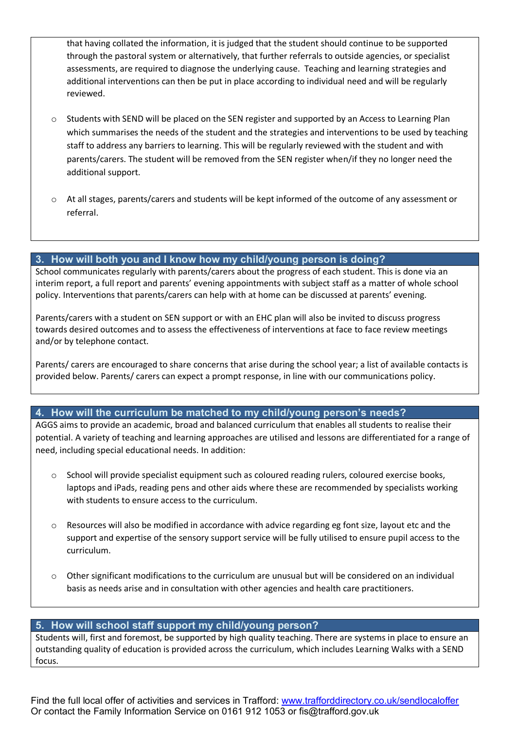that having collated the information, it is judged that the student should continue to be supported through the pastoral system or alternatively, that further referrals to outside agencies, or specialist assessments, are required to diagnose the underlying cause. Teaching and learning strategies and additional interventions can then be put in place according to individual need and will be regularly reviewed.

- Students with SEND will be placed on the SEN register and supported by an Access to Learning Plan which summarises the needs of the student and the strategies and interventions to be used by teaching staff to address any barriers to learning. This will be regularly reviewed with the student and with parents/carers. The student will be removed from the SEN register when/if they no longer need the additional support.

- At all stages, parents/carers and students will be kept informed of the outcome of any assessment or referral.

## 3. How will both you and I know how my child/young person is doing?

School communicates regularly with parents/carers about the progress of each student. This is done via an interim report, a full report and parents' evening appointments with subject staff as a matter of whole school policy. Interventions that parents/carers can help with at home can be discussed at parents' evening.

Parents/carers with a student on SEN support or with an EHC plan will also be invited to discuss progress towards desired outcomes and to assess the effectiveness of interventions at face to face review meetings and/or by telephone contact.

Parents/ carers are encouraged to share concerns that arise during the school year; a list of available contacts is provided below. Parents/ carers can expect a prompt response, in line with our communications policy.

## 4. How will the curriculum be matched to my child/young person's needs?

AGGS aims to provide an academic, broad and balanced curriculum that enables all students to realise their potential. A variety of teaching and learning approaches are utilised and lessons are differentiated for a range of need, including special educational needs. In addition:

- School will provide specialist equipment such as coloured reading rulers, coloured exercise books, laptops and iPads, reading pens and other aids where these are recommended by specialists working with students to ensure access to the curriculum.

- Resources will also be modified in accordance with advice regarding eg font size, layout etc and the support and expertise of the sensory support service will be fully utilised to ensure pupil access to the curriculum.

- Other significant modifications to the curriculum are unusual but will be considered on an individual basis as needs arise and in consultation with other agencies and health care practitioners.

## 5. How will school staff support my child/young person?

Students will, first and foremost, be supported by high quality teaching. There are systems in place to ensure an outstanding quality of education is provided across the curriculum, which includes Learning Walks with a SEND focus.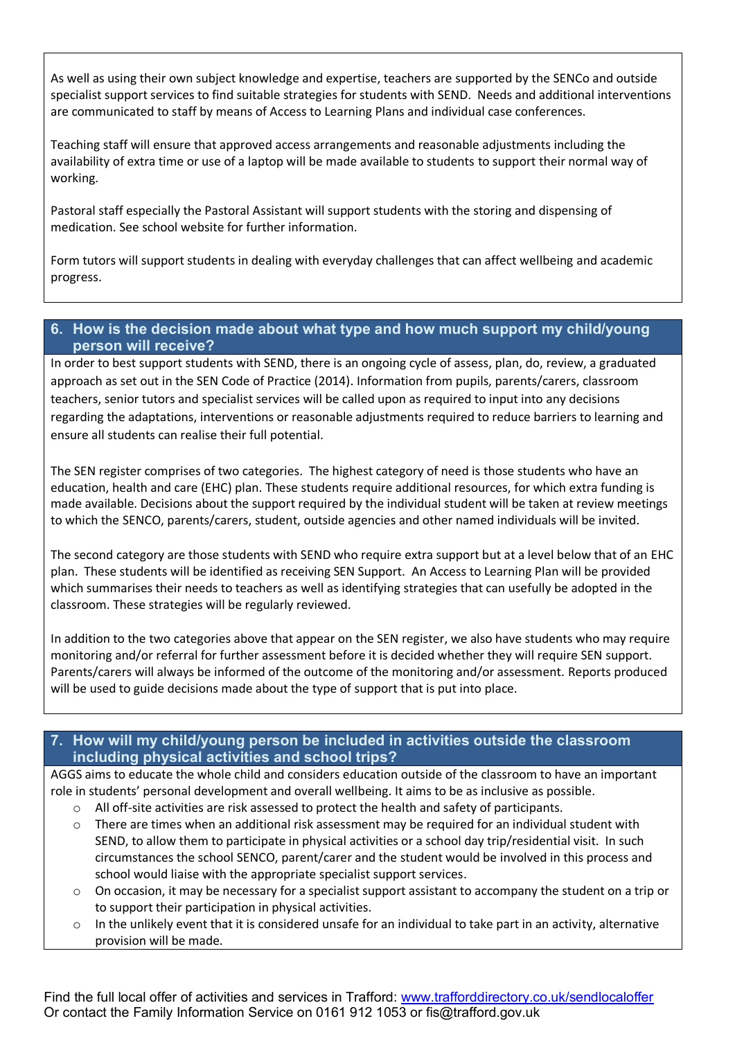As well as using their own subject knowledge and expertise, teachers are supported by the SENCo and outside specialist support services to find suitable strategies for students with SEND. Needs and additional interventions are communicated to staff by means of Access to Learning Plans and individual case conferences.

Teaching staff will ensure that approved access arrangements and reasonable adjustments including the availability of extra time or use of a laptop will be made available to students to support their normal way of working.

Pastoral staff especially the Pastoral Assistant will support students with the storing and dispensing of medication. See school website for further information.

Form tutors will support students in dealing with everyday challenges that can affect wellbeing and academic progress.

## 6. How is the decision made about what type and how much support my child/young person will receive?

In order to best support students with SEND, there is an ongoing cycle of assess, plan, do, review, a graduated approach as set out in the SEN Code of Practice (2014). Information from pupils, parents/carers, classroom teachers, senior tutors and specialist services will be called upon as required to input into any decisions regarding the adaptations, interventions or reasonable adjustments required to reduce barriers to learning and ensure all students can realise their full potential.

The SEN register comprises of two categories. The highest category of need is those students who have an education, health and care (EHC) plan. These students require additional resources, for which extra funding is made available. Decisions about the support required by the individual student will be taken at review meetings to which the SENCO, parents/carers, student, outside agencies and other named individuals will be invited.

The second category are those students with SEND who require extra support but at a level below that of an EHC plan. These students will be identified as receiving SEN Support. An Access to Learning Plan will be provided which summarises their needs to teachers as well as identifying strategies that can usefully be adopted in the classroom. These strategies will be regularly reviewed.

In addition to the two categories above that appear on the SEN register, we also have students who may require monitoring and/or referral for further assessment before it is decided whether they will require SEN support. Parents/carers will always be informed of the outcome of the monitoring and/or assessment. Reports produced will be used to guide decisions made about the type of support that is put into place.

## 7. How will my child/young person be included in activities outside the classroom including physical activities and school trips?

AGGS aims to educate the whole child and considers education outside of the classroom to have an important role in students' personal development and overall wellbeing. It aims to be as inclusive as possible.

- All off-site activities are risk assessed to protect the health and safety of participants.
- There are times when an additional risk assessment may be required for an individual student with SEND, to allow them to participate in physical activities or a school day trip/residential visit. In such circumstances the school SENCO, parent/carer and the student would be involved in this process and school would liaise with the appropriate specialist support services.
- On occasion, it may be necessary for a specialist support assistant to accompany the student on a trip or to support their participation in physical activities.
- In the unlikely event that it is considered unsafe for an individual to take part in an activity, alternative provision will be made.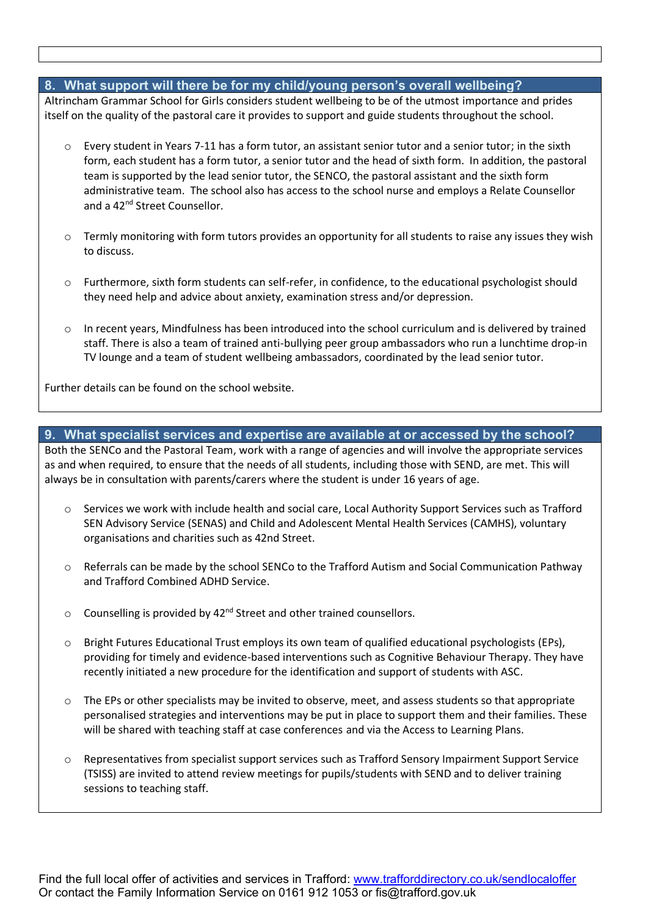## 8. What support will there be for my child/young person's overall wellbeing?

Altrincham Grammar School for Girls considers student wellbeing to be of the utmost importance and prides itself on the quality of the pastoral care it provides to support and guide students throughout the school.

- Every student in Years 7-11 has a form tutor, an assistant senior tutor and a senior tutor; in the sixth form, each student has a form tutor, a senior tutor and the head of sixth form. In addition, the pastoral team is supported by the lead senior tutor, the SENCO, the pastoral assistant and the sixth form administrative team. The school also has access to the school nurse and employs a Relate Counsellor and a 42nd Street Counsellor.
- Termly monitoring with form tutors provides an opportunity for all students to raise any issues they wish to discuss.
- Furthermore, sixth form students can self-refer, in confidence, to the educational psychologist should they need help and advice about anxiety, examination stress and/or depression.
- In recent years, Mindfulness has been introduced into the school curriculum and is delivered by trained staff. There is also a team of trained anti-bullying peer group ambassadors who run a lunchtime drop-in TV lounge and a team of student wellbeing ambassadors, coordinated by the lead senior tutor.

Further details can be found on the school website.

## 9. What specialist services and expertise are available at or accessed by the school?

Both the SENCo and the Pastoral Team, work with a range of agencies and will involve the appropriate services as and when required, to ensure that the needs of all students, including those with SEND, are met. This will always be in consultation with parents/carers where the student is under 16 years of age.

- Services we work with include health and social care, Local Authority Support Services such as Trafford SEN Advisory Service (SENAS) and Child and Adolescent Mental Health Services (CAMHS), voluntary organisations and charities such as 42nd Street.
- Referrals can be made by the school SENCo to the Trafford Autism and Social Communication Pathway and Trafford Combined ADHD Service.
- Counselling is provided by 42nd Street and other trained counsellors.
- Bright Futures Educational Trust employs its own team of qualified educational psychologists (EPs), providing for timely and evidence-based interventions such as Cognitive Behaviour Therapy. They have recently initiated a new procedure for the identification and support of students with ASC.
- The EPs or other specialists may be invited to observe, meet, and assess students so that appropriate personalised strategies and interventions may be put in place to support them and their families. These will be shared with teaching staff at case conferences and via the Access to Learning Plans.
- Representatives from specialist support services such as Trafford Sensory Impairment Support Service (TSISS) are invited to attend review meetings for pupils/students with SEND and to deliver training sessions to teaching staff.

Find the full local offer of activities and services in Trafford: [www.trafforddirectory.co.uk/sendlocaloffer](http://www.trafforddirectory.co.uk/sendlocaloffer)
Or contact the Family Information Service on 0161 912 1053 or fis@trafford.gov.uk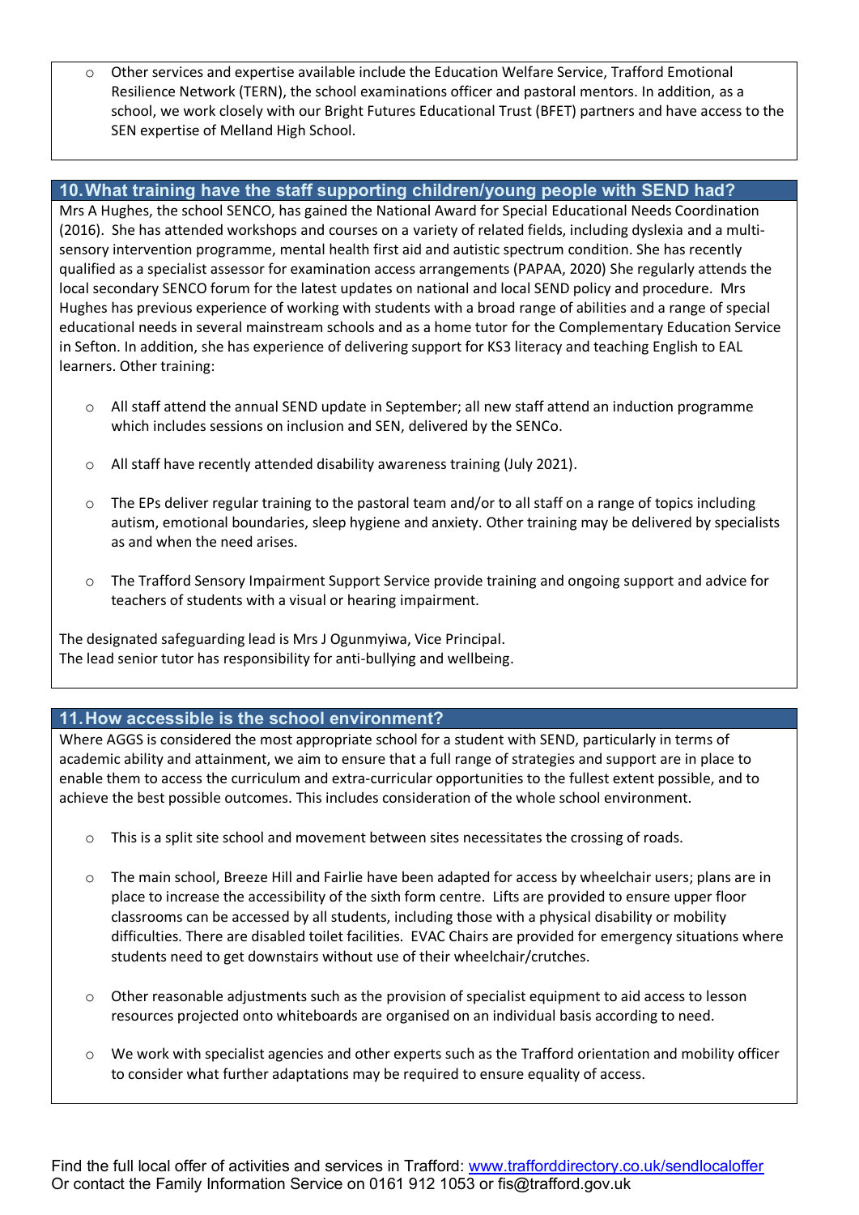- Other services and expertise available include the Education Welfare Service, Trafford Emotional Resilience Network (TERN), the school examinations officer and pastoral mentors. In addition, as a school, we work closely with our Bright Futures Educational Trust (BFET) partners and have access to the SEN expertise of Melland High School.

## 10. What training have the staff supporting children/young people with SEND had?

Mrs A Hughes, the school SENCO, has gained the National Award for Special Educational Needs Coordination (2016). She has attended workshops and courses on a variety of related fields, including dyslexia and a multi-sensory intervention programme, mental health first aid and autistic spectrum condition. She has recently qualified as a specialist assessor for examination access arrangements (PAPAA, 2020) She regularly attends the local secondary SENCO forum for the latest updates on national and local SEND policy and procedure. Mrs Hughes has previous experience of working with students with a broad range of abilities and a range of special educational needs in several mainstream schools and as a home tutor for the Complementary Education Service in Sefton. In addition, she has experience of delivering support for KS3 literacy and teaching English to EAL learners. Other training:

- All staff attend the annual SEND update in September; all new staff attend an induction programme which includes sessions on inclusion and SEN, delivered by the SENCo.
- All staff have recently attended disability awareness training (July 2021).
- The EPs deliver regular training to the pastoral team and/or to all staff on a range of topics including autism, emotional boundaries, sleep hygiene and anxiety. Other training may be delivered by specialists as and when the need arises.
- The Trafford Sensory Impairment Support Service provide training and ongoing support and advice for teachers of students with a visual or hearing impairment.

The designated safeguarding lead is Mrs J Ogunmyiwa, Vice Principal.
The lead senior tutor has responsibility for anti-bullying and wellbeing.

## 11. How accessible is the school environment?

Where AGGS is considered the most appropriate school for a student with SEND, particularly in terms of academic ability and attainment, we aim to ensure that a full range of strategies and support are in place to enable them to access the curriculum and extra-curricular opportunities to the fullest extent possible, and to achieve the best possible outcomes. This includes consideration of the whole school environment.

- This is a split site school and movement between sites necessitates the crossing of roads.
- The main school, Breeze Hill and Fairlie have been adapted for access by wheelchair users; plans are in place to increase the accessibility of the sixth form centre. Lifts are provided to ensure upper floor classrooms can be accessed by all students, including those with a physical disability or mobility difficulties. There are disabled toilet facilities. EVAC Chairs are provided for emergency situations where students need to get downstairs without use of their wheelchair/crutches.
- Other reasonable adjustments such as the provision of specialist equipment to aid access to lesson resources projected onto whiteboards are organised on an individual basis according to need.
- We work with specialist agencies and other experts such as the Trafford orientation and mobility officer to consider what further adaptations may be required to ensure equality of access.

Find the full local offer of activities and services in Trafford: [www.trafforddirectory.co.uk/sendlocaloffer](http://www.trafforddirectory.co.uk/sendlocaloffer)
Or contact the Family Information Service on 0161 912 1053 or fis@trafford.gov.uk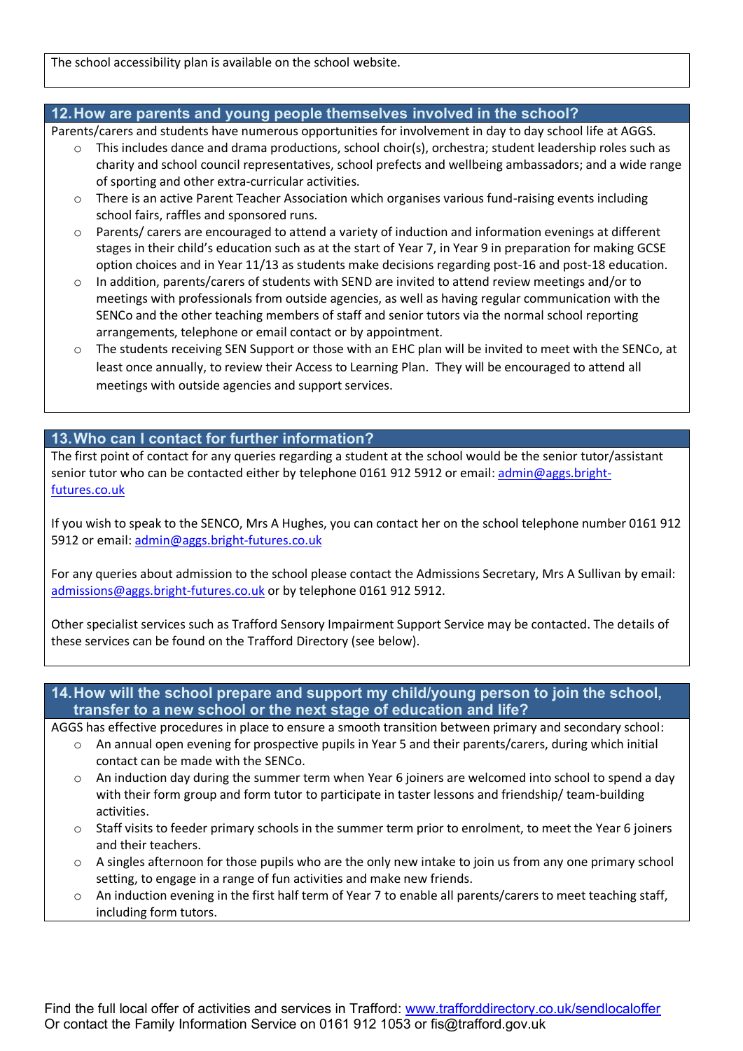The school accessibility plan is available on the school website.

## 12. How are parents and young people themselves involved in the school?

Parents/carers and students have numerous opportunities for involvement in day to day school life at AGGS.

- This includes dance and drama productions, school choir(s), orchestra; student leadership roles such as charity and school council representatives, school prefects and wellbeing ambassadors; and a wide range of sporting and other extra-curricular activities.
- There is an active Parent Teacher Association which organises various fund-raising events including school fairs, raffles and sponsored runs.
- Parents/ carers are encouraged to attend a variety of induction and information evenings at different stages in their child's education such as at the start of Year 7, in Year 9 in preparation for making GCSE option choices and in Year 11/13 as students make decisions regarding post-16 and post-18 education.
- In addition, parents/carers of students with SEND are invited to attend review meetings and/or to meetings with professionals from outside agencies, as well as having regular communication with the SENCo and the other teaching members of staff and senior tutors via the normal school reporting arrangements, telephone or email contact or by appointment.
- The students receiving SEN Support or those with an EHC plan will be invited to meet with the SENCo, at least once annually, to review their Access to Learning Plan. They will be encouraged to attend all meetings with outside agencies and support services.

## 13. Who can I contact for further information?

The first point of contact for any queries regarding a student at the school would be the senior tutor/assistant senior tutor who can be contacted either by telephone 0161 912 5912 or email: [admin@aggs.bright-futures.co.uk](mailto:admin@aggs.bright-futures.co.uk)

If you wish to speak to the SENCO, Mrs A Hughes, you can contact her on the school telephone number 0161 912 5912 or email: [admin@aggs.bright-futures.co.uk](mailto:admin@aggs.bright-futures.co.uk)

For any queries about admission to the school please contact the Admissions Secretary, Mrs A Sullivan by email: [admissions@aggs.bright-futures.co.uk](mailto:admissions@aggs.bright-futures.co.uk) or by telephone 0161 912 5912.

Other specialist services such as Trafford Sensory Impairment Support Service may be contacted. The details of these services can be found on the Trafford Directory (see below).

## 14. How will the school prepare and support my child/young person to join the school, transfer to a new school or the next stage of education and life?

AGGS has effective procedures in place to ensure a smooth transition between primary and secondary school:

- An annual open evening for prospective pupils in Year 5 and their parents/carers, during which initial contact can be made with the SENCo.
- An induction day during the summer term when Year 6 joiners are welcomed into school to spend a day with their form group and form tutor to participate in taster lessons and friendship/ team-building activities.
- Staff visits to feeder primary schools in the summer term prior to enrolment, to meet the Year 6 joiners and their teachers.
- A singles afternoon for those pupils who are the only new intake to join us from any one primary school setting, to engage in a range of fun activities and make new friends.
- An induction evening in the first half term of Year 7 to enable all parents/carers to meet teaching staff, including form tutors.

Find the full local offer of activities and services in Trafford: [www.trafforddirectory.co.uk/sendlocaloffer](http://www.trafforddirectory.co.uk/sendlocaloffer)
Or contact the Family Information Service on 0161 912 1053 or fis@trafford.gov.uk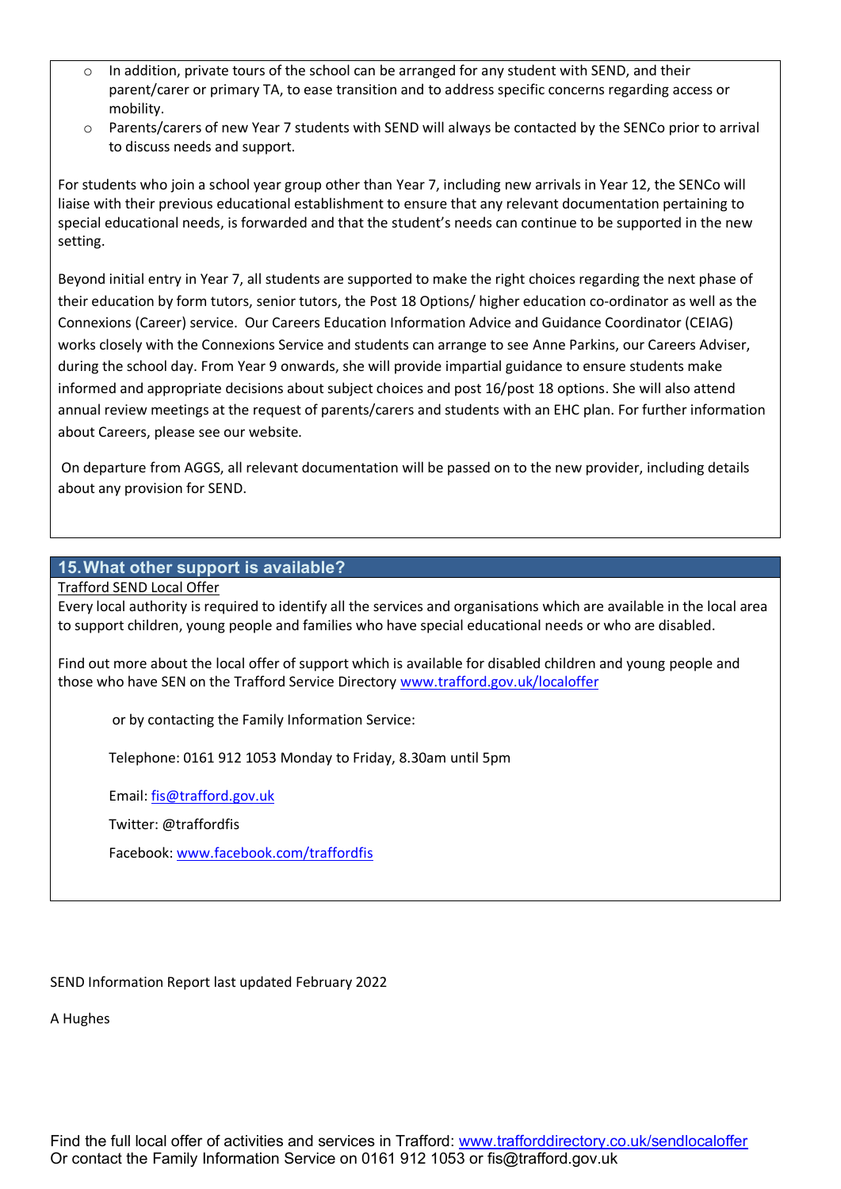- In addition, private tours of the school can be arranged for any student with SEND, and their parent/carer or primary TA, to ease transition and to address specific concerns regarding access or mobility.
- Parents/carers of new Year 7 students with SEND will always be contacted by the SENCo prior to arrival to discuss needs and support.

For students who join a school year group other than Year 7, including new arrivals in Year 12, the SENCo will liaise with their previous educational establishment to ensure that any relevant documentation pertaining to special educational needs, is forwarded and that the student's needs can continue to be supported in the new setting.

Beyond initial entry in Year 7, all students are supported to make the right choices regarding the next phase of their education by form tutors, senior tutors, the Post 18 Options/ higher education co-ordinator as well as the Connexions (Career) service. Our Careers Education Information Advice and Guidance Coordinator (CEIAG) works closely with the Connexions Service and students can arrange to see Anne Parkins, our Careers Adviser, during the school day. From Year 9 onwards, she will provide impartial guidance to ensure students make informed and appropriate decisions about subject choices and post 16/post 18 options. She will also attend annual review meetings at the request of parents/carers and students with an EHC plan. For further information about Careers, please see our website.

On departure from AGGS, all relevant documentation will be passed on to the new provider, including details about any provision for SEND.

## 15. What other support is available?

Trafford SEND Local Offer

Every local authority is required to identify all the services and organisations which are available in the local area to support children, young people and families who have special educational needs or who are disabled.

Find out more about the local offer of support which is available for disabled children and young people and those who have SEN on the Trafford Service Directory www.trafford.gov.uk/localoffer

or by contacting the Family Information Service:

Telephone: 0161 912 1053 Monday to Friday, 8.30am until 5pm

Email: fis@trafford.gov.uk

Twitter: @traffordfis

Facebook: www.facebook.com/traffordfis

SEND Information Report last updated February 2022

A Hughes

Find the full local offer of activities and services in Trafford: www.trafforddirectory.co.uk/sendlocaloffer
Or contact the Family Information Service on 0161 912 1053 or fis@trafford.gov.uk